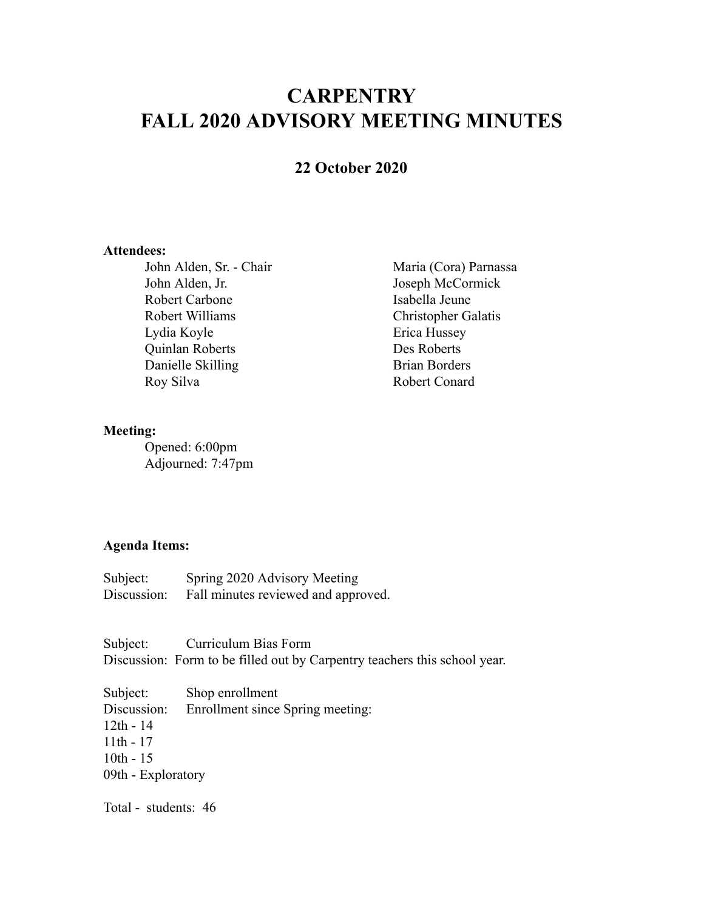# CARPENTRY
# FALL 2020 ADVISORY MEETING MINUTES

### 22 October 2020

**Attendees:**

John Alden, Sr. - Chair
John Alden, Jr.
Robert Carbone
Robert Williams
Lydia Koyle
Quinlan Roberts
Danielle Skilling
Roy Silva
Maria (Cora) Parnassa
Joseph McCormick
Isabella Jeune
Christopher Galatis
Erica Hussey
Des Roberts
Brian Borders
Robert Conard

**Meeting:**

Opened: 6:00pm
Adjourned: 7:47pm

**Agenda Items:**

Subject: Spring 2020 Advisory Meeting
Discussion: Fall minutes reviewed and approved.

Subject: Curriculum Bias Form
Discussion: Form to be filled out by Carpentry teachers this school year.

Subject: Shop enrollment
Discussion: Enrollment since Spring meeting:
12th - 14
11th - 17
10th - 15
09th - Exploratory

Total - students: 46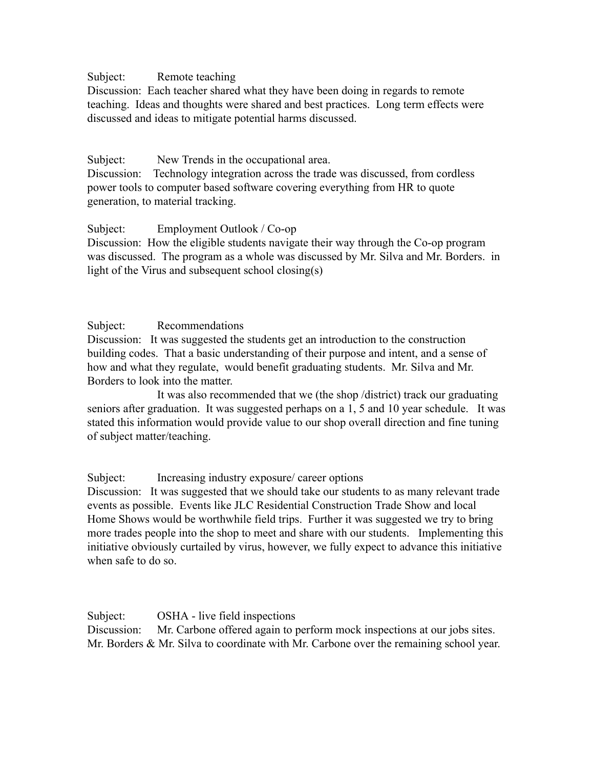Subject: Remote teaching

Discussion: Each teacher shared what they have been doing in regards to remote teaching. Ideas and thoughts were shared and best practices. Long term effects were discussed and ideas to mitigate potential harms discussed.

Subject: New Trends in the occupational area.

Discussion: Technology integration across the trade was discussed, from cordless power tools to computer based software covering everything from HR to quote generation, to material tracking.

Subject: Employment Outlook / Co-op

Discussion: How the eligible students navigate their way through the Co-op program was discussed. The program as a whole was discussed by Mr. Silva and Mr. Borders. in light of the Virus and subsequent school closing(s)

Subject: Recommendations

Discussion: It was suggested the students get an introduction to the construction building codes. That a basic understanding of their purpose and intent, and a sense of how and what they regulate, would benefit graduating students. Mr. Silva and Mr. Borders to look into the matter.

It was also recommended that we (the shop /district) track our graduating seniors after graduation. It was suggested perhaps on a 1, 5 and 10 year schedule. It was stated this information would provide value to our shop overall direction and fine tuning of subject matter/teaching.

Subject: Increasing industry exposure/ career options

Discussion: It was suggested that we should take our students to as many relevant trade events as possible. Events like JLC Residential Construction Trade Show and local Home Shows would be worthwhile field trips. Further it was suggested we try to bring more trades people into the shop to meet and share with our students. Implementing this initiative obviously curtailed by virus, however, we fully expect to advance this initiative when safe to do so.

Subject: OSHA - live field inspections

Discussion: Mr. Carbone offered again to perform mock inspections at our jobs sites. Mr. Borders & Mr. Silva to coordinate with Mr. Carbone over the remaining school year.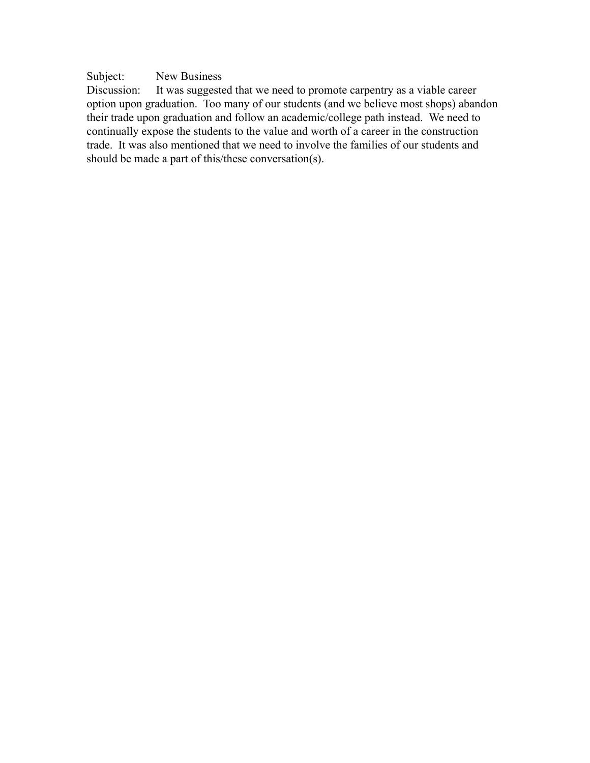Subject: New Business

Discussion: It was suggested that we need to promote carpentry as a viable career option upon graduation. Too many of our students (and we believe most shops) abandon their trade upon graduation and follow an academic/college path instead. We need to continually expose the students to the value and worth of a career in the construction trade. It was also mentioned that we need to involve the families of our students and should be made a part of this/these conversation(s).